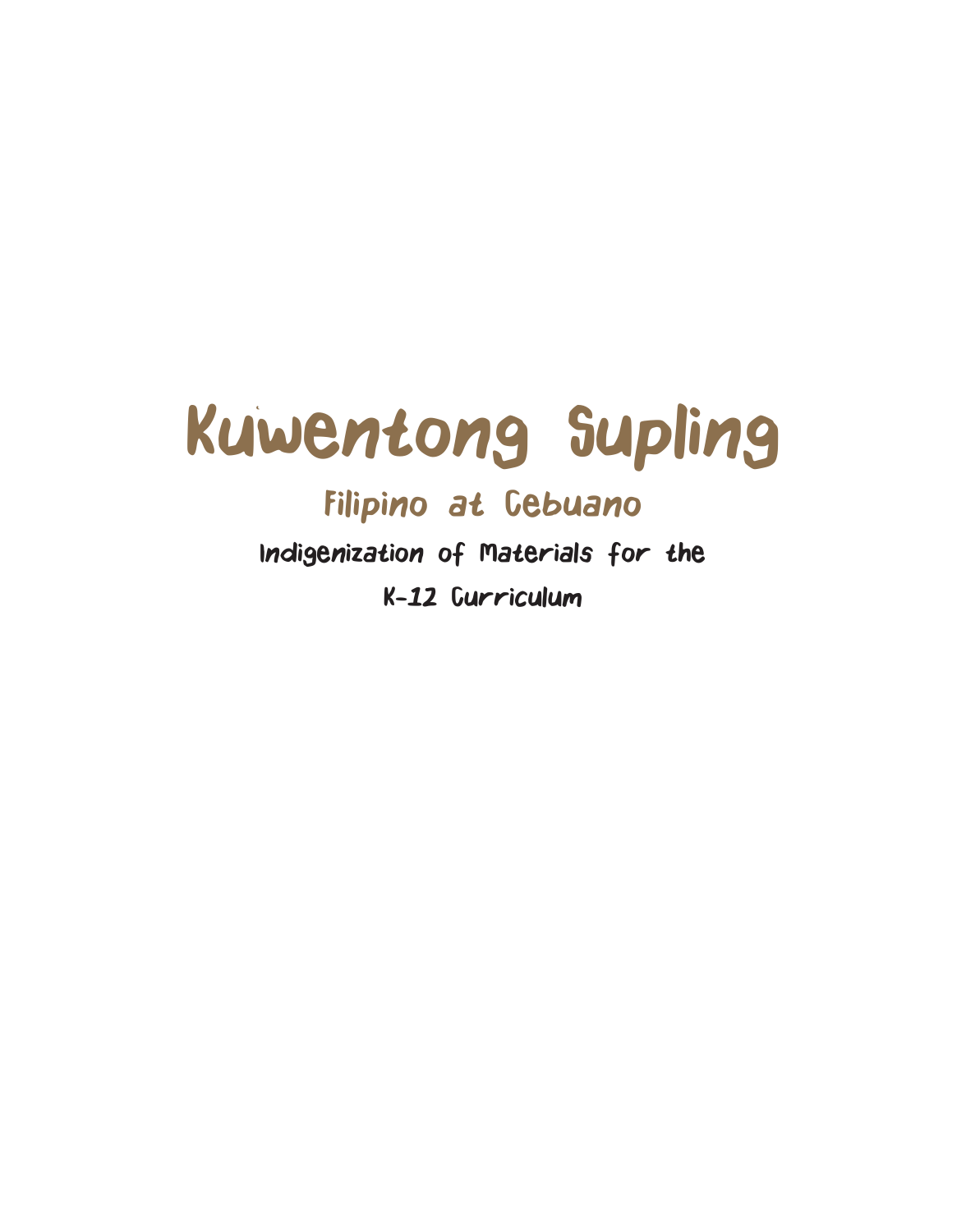# Kuwentong Supling

## Filipino at Cebuano

### Indigenization of Materials for the K-12 Curriculum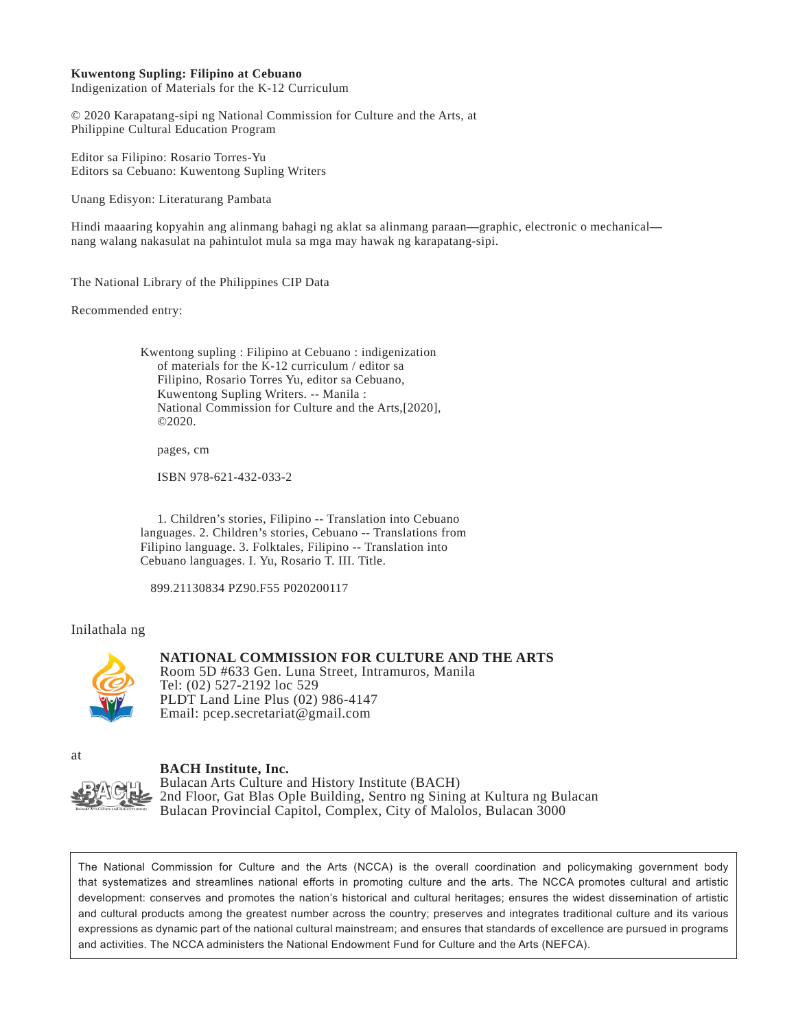**Kuwentong Supling: Filipino at Cebuano**
Indigenization of Materials for the K-12 Curriculum

© 2020 Karapatang-sipi ng National Commission for Culture and the Arts, at
Philippine Cultural Education Program

Editor sa Filipino: Rosario Torres-Yu
Editors sa Cebuano: Kuwentong Supling Writers

Unang Edisyon: Literaturang Pambata

Hindi maaaring kopyahin ang alinmang bahagi ng aklat sa alinmang paraan—graphic, electronic o mechanical—nang walang nakasulat na pahintulot mula sa mga may hawak ng karapatang-sipi.

The National Library of the Philippines CIP Data

Recommended entry:

> Kwentong supling : Filipino at Cebuano : indigenization of materials for the K-12 curriculum / editor sa Filipino, Rosario Torres Yu, editor sa Cebuano, Kuwentong Supling Writers. -- Manila : National Commission for Culture and the Arts,[2020], ©2020.
>
> pages, cm
>
> ISBN 978-621-432-033-2
>
> 1. Children's stories, Filipino -- Translation into Cebuano languages. 2. Children's stories, Cebuano -- Translations from Filipino language. 3. Folktales, Filipino -- Translation into Cebuano languages. I. Yu, Rosario T. III. Title.
>
> 899.21130834 PZ90.F55 P020200117

Inilathala ng

**NATIONAL COMMISSION FOR CULTURE AND THE ARTS**
Room 5D #633 Gen. Luna Street, Intramuros, Manila
Tel: (02) 527-2192 loc 529
PLDT Land Line Plus (02) 986-4147
Email: pcep.secretariat@gmail.com

at

**BACH Institute, Inc.**
Bulacan Arts Culture and History Institute (BACH)
2nd Floor, Gat Blas Ople Building, Sentro ng Sining at Kultura ng Bulacan
Bulacan Provincial Capitol, Complex, City of Malolos, Bulacan 3000

The National Commission for Culture and the Arts (NCCA) is the overall coordination and policymaking government body that systematizes and streamlines national efforts in promoting culture and the arts. The NCCA promotes cultural and artistic development: conserves and promotes the nation's historical and cultural heritages; ensures the widest dissemination of artistic and cultural products among the greatest number across the country; preserves and integrates traditional culture and its various expressions as dynamic part of the national cultural mainstream; and ensures that standards of excellence are pursued in programs and activities. The NCCA administers the National Endowment Fund for Culture and the Arts (NEFCA).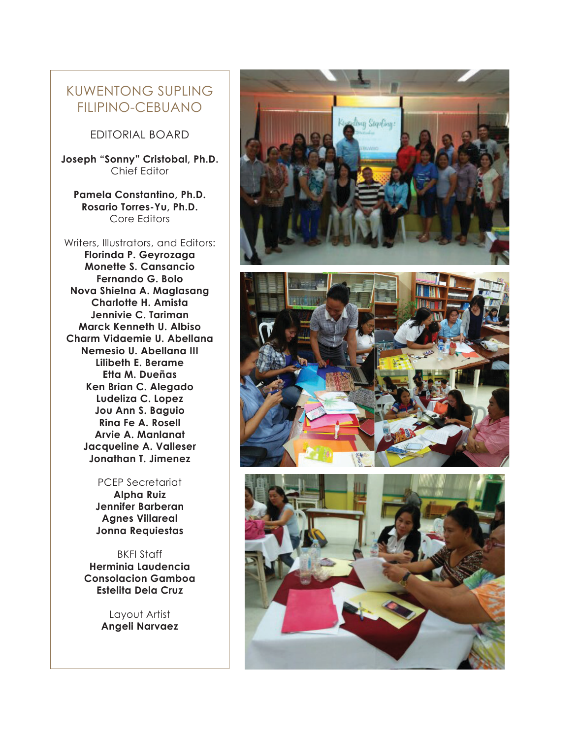# KUWENTONG SUPLING FILIPINO-CEBUANO

## EDITORIAL BOARD

**Joseph "Sonny" Cristobal, Ph.D.**
Chief Editor

**Pamela Constantino, Ph.D.**
**Rosario Torres-Yu, Ph.D.**
Core Editors

Writers, Illustrators, and Editors:
**Florinda P. Geyrozaga**
**Monette S. Cansancio**
**Fernando G. Bolo**
**Nova Shielna A. Maglasang**
**Charlotte H. Amista**
**Jennivie C. Tariman**
**Marck Kenneth U. Albiso**
**Charm Vidaemie U. Abellana**
**Nemesio U. Abellana III**
**Lilibeth E. Berame**
**Etta M. Dueñas**
**Ken Brian C. Alegado**
**Ludeliza C. Lopez**
**Jou Ann S. Baguio**
**Rina Fe A. Rosell**
**Arvie A. Manlanat**
**Jacqueline A. Valleser**
**Jonathan T. Jimenez**

PCEP Secretariat
**Alpha Ruiz**
**Jennifer Barberan**
**Agnes Villareal**
**Jonna Requiestas**

BKFI Staff
**Herminia Laudencia**
**Consolacion Gamboa**
**Estelita Dela Cruz**

Layout Artist
**Angeli Narvaez**